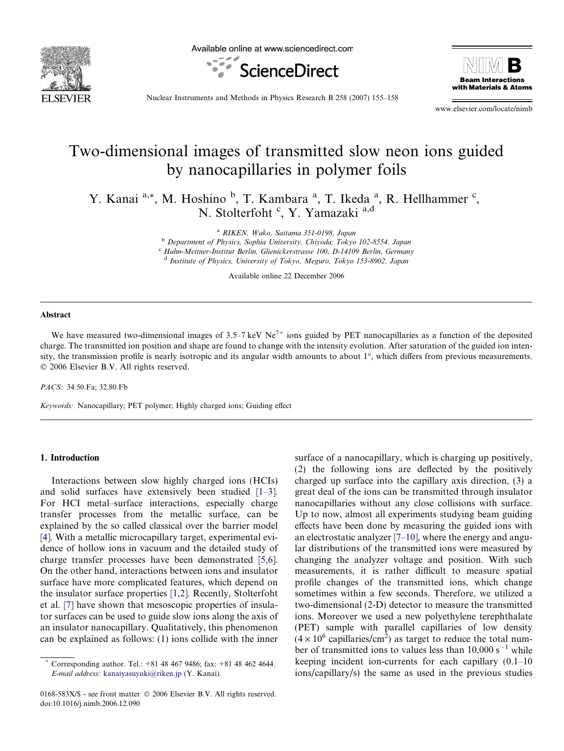# Two-dimensional images of transmitted slow neon ions guided by nanocapillaries in polymer foils

Y. Kanai [a,*], M. Hoshino [b], T. Kambara [a], T. Ikeda [a], R. Hellhammer [c], N. Stolterfoht [c], Y. Yamazaki [a,d]

[a] RIKEN, Wako, Saitama 351-0198, Japan

[b] Department of Physics, Sophia University, Chiyoda, Tokyo 102-8554, Japan

[c] Hahn-Meitner-Institut Berlin, Glienickerstrasse 100, D-14109 Berlin, Germany

[d] Institute of Physics, University of Tokyo, Meguro, Tokyo 153-8902, Japan

Available online 22 December 2006

## Abstract

We have measured two-dimensional images of 3.5–7 keV $Ne^{7+}$ ions guided by PET nanocapillaries as a function of the deposited charge. The transmitted ion position and shape are found to change with the intensity evolution. After saturation of the guided ion intensity, the transmission profile is nearly isotropic and its angular width amounts to about 1°, which differs from previous measurements.
© 2006 Elsevier B.V. All rights reserved.

*PACS:* 34.50.Fa; 32.80.Fb

*Keywords:* Nanocapillary; PET polymer; Highly charged ions; Guiding effect

## 1. Introduction

Interactions between slow highly charged ions (HCIs) and solid surfaces have extensively been studied [1–3]. For HCI metal–surface interactions, especially charge transfer processes from the metallic surface, can be explained by the so called classical over the barrier model [4]. With a metallic microcapillary target, experimental evidence of hollow ions in vacuum and the detailed study of charge transfer processes have been demonstrated [5,6]. On the other hand, interactions between ions and insulator surface have more complicated features, which depend on the insulator surface properties [1,2]. Recently, Stolterfoht et al. [7] have shown that mesoscopic properties of insulator surfaces can be used to guide slow ions along the axis of an insulator nanocapillary. Qualitatively, this phenomenon can be explained as follows: (1) ions collide with the inner surface of a nanocapillary, which is charging up positively, (2) the following ions are deflected by the positively charged up surface into the capillary axis direction, (3) a great deal of the ions can be transmitted through insulator nanocapillaries without any close collisions with surface. Up to now, almost all experiments studying beam guiding effects have been done by measuring the guided ions with an electrostatic analyzer [7–10], where the energy and angular distributions of the transmitted ions were measured by changing the analyzer voltage and position. With such measurements, it is rather difficult to measure spatial profile changes of the transmitted ions, which change sometimes within a few seconds. Therefore, we utilized a two-dimensional (2-D) detector to measure the transmitted ions. Moreover we used a new polyethylene terephthalate (PET) sample with parallel capillaries of low density ($4 \times 10^6$ capillaries/cm$^2$) as target to reduce the total number of transmitted ions to values less than 10,000 $s^{-1}$ while keeping incident ion-currents for each capillary (0.1–10 ions/capillary/s) the same as used in the previous studies

\* Corresponding author. Tel.: +81 48 467 9486; fax: +81 48 462 4644. *E-mail address:* kanaiyasuyuki@riken.jp (Y. Kanai).

0168-583X/$ - see front matter © 2006 Elsevier B.V. All rights reserved.
doi:10.1016/j.nimb.2006.12.090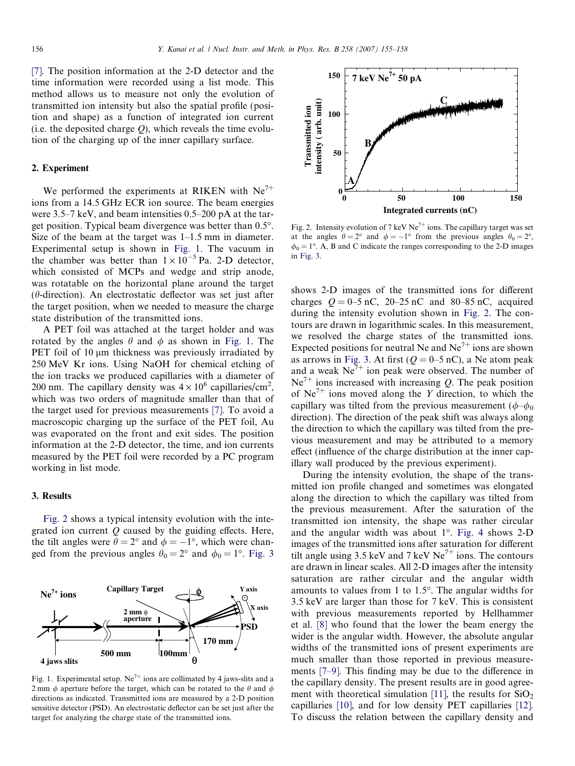[7]. The position information at the 2-D detector and the time information were recorded using a list mode. This method allows us to measure not only the evolution of transmitted ion intensity but also the spatial profile (position and shape) as a function of integrated ion current (i.e. the deposited charge $Q$), which reveals the time evolution of the charging up of the inner capillary surface.

## 2. Experiment

We performed the experiments at RIKEN with $Ne^{7+}$ ions from a 14.5 GHz ECR ion source. The beam energies were 3.5–7 keV, and beam intensities 0.5–200 pA at the target position. Typical beam divergence was better than 0.5°. Size of the beam at the target was 1–1.5 mm in diameter. Experimental setup is shown in Fig. 1. The vacuum in the chamber was better than $1 \times 10^{-5}$ Pa. 2-D detector, which consisted of MCPs and wedge and strip anode, was rotatable on the horizontal plane around the target ($\theta$-direction). An electrostatic deflector was set just after the target position, when we needed to measure the charge state distribution of the transmitted ions.

A PET foil was attached at the target holder and was rotated by the angles $\theta$ and $\phi$ as shown in Fig. 1. The PET foil of 10 μm thickness was previously irradiated by 250 MeV Kr ions. Using NaOH for chemical etching of the ion tracks we produced capillaries with a diameter of 200 nm. The capillary density was $4 \times 10^6$ capillaries/cm$^2$, which was two orders of magnitude smaller than that of the target used for previous measurements [7]. To avoid a macroscopic charging up the surface of the PET foil, Au was evaporated on the front and exit sides. The position information at the 2-D detector, the time, and ion currents measured by the PET foil were recorded by a PC program working in list mode.

## 3. Results

Fig. 2 shows a typical intensity evolution with the integrated ion current $Q$ caused by the guiding effects. Here, the tilt angles were $\theta = 2°$ and $\phi = -1°$, which were changed from the previous angles $\theta_0 = 2°$ and $\phi_0 = 1°$. Fig. 3 shows 2-D images of the transmitted ions for different charges $Q = 0$–$5$ nC, 20–25 nC and 80–85 nC, acquired during the intensity evolution shown in Fig. 2. The contours are drawn in logarithmic scales. In this measurement, we resolved the charge states of the transmitted ions. Expected positions for neutral Ne and $Ne^{7+}$ ions are shown as arrows in Fig. 3. At first ($Q = 0$–$5$ nC), a Ne atom peak and a weak $Ne^{7+}$ ion peak were observed. The number of $Ne^{7+}$ ions increased with increasing $Q$. The peak position of $Ne^{7+}$ ions moved along the $Y$ direction, to which the capillary was tilted from the previous measurement ($\phi$–$\phi_0$ direction). The direction of the peak shift was always along the direction to which the capillary was tilted from the previous measurement and may be attributed to a memory effect (influence of the charge distribution at the inner capillary wall produced by the previous experiment).

Fig. 1. Experimental setup. $Ne^{7+}$ ions are collimated by 4 jaws-slits and a 2 mm $\phi$ aperture before the target, which can be rotated to the $\theta$ and $\phi$ directions as indicated. Transmitted ions are measured by a 2-D position sensitive detector (PSD). An electrostatic deflector can be set just after the target for analyzing the charge state of the transmitted ions.

Fig. 2. Intensity evolution of 7 keV $Ne^{7+}$ ions. The capillary target was set at the angles $\theta = 2°$ and $\phi = -1°$ from the previous angles $\theta_0 = 2°$, $\phi_0 = 1°$. A, B and C indicate the ranges corresponding to the 2-D images in Fig. 3.

During the intensity evolution, the shape of the transmitted ion profile changed and sometimes was elongated along the direction to which the capillary was tilted from the previous measurement. After the saturation of the transmitted ion intensity, the shape was rather circular and the angular width was about 1°. Fig. 4 shows 2-D images of the transmitted ions after saturation for different tilt angle using 3.5 keV and 7 keV $Ne^{7+}$ ions. The contours are drawn in linear scales. All 2-D images after the intensity saturation are rather circular and the angular width amounts to values from 1 to 1.5°. The angular widths for 3.5 keV are larger than those for 7 keV. This is consistent with previous measurements reported by Hellhammer et al. [8] who found that the lower the beam energy the wider is the angular width. However, the absolute angular widths of the transmitted ions of present experiments are much smaller than those reported in previous measurements [7–9]. This finding may be due to the difference in the capillary density. The present results are in good agreement with theoretical simulation [11], the results for $SiO_2$ capillaries [10], and for low density PET capillaries [12]. To discuss the relation between the capillary density and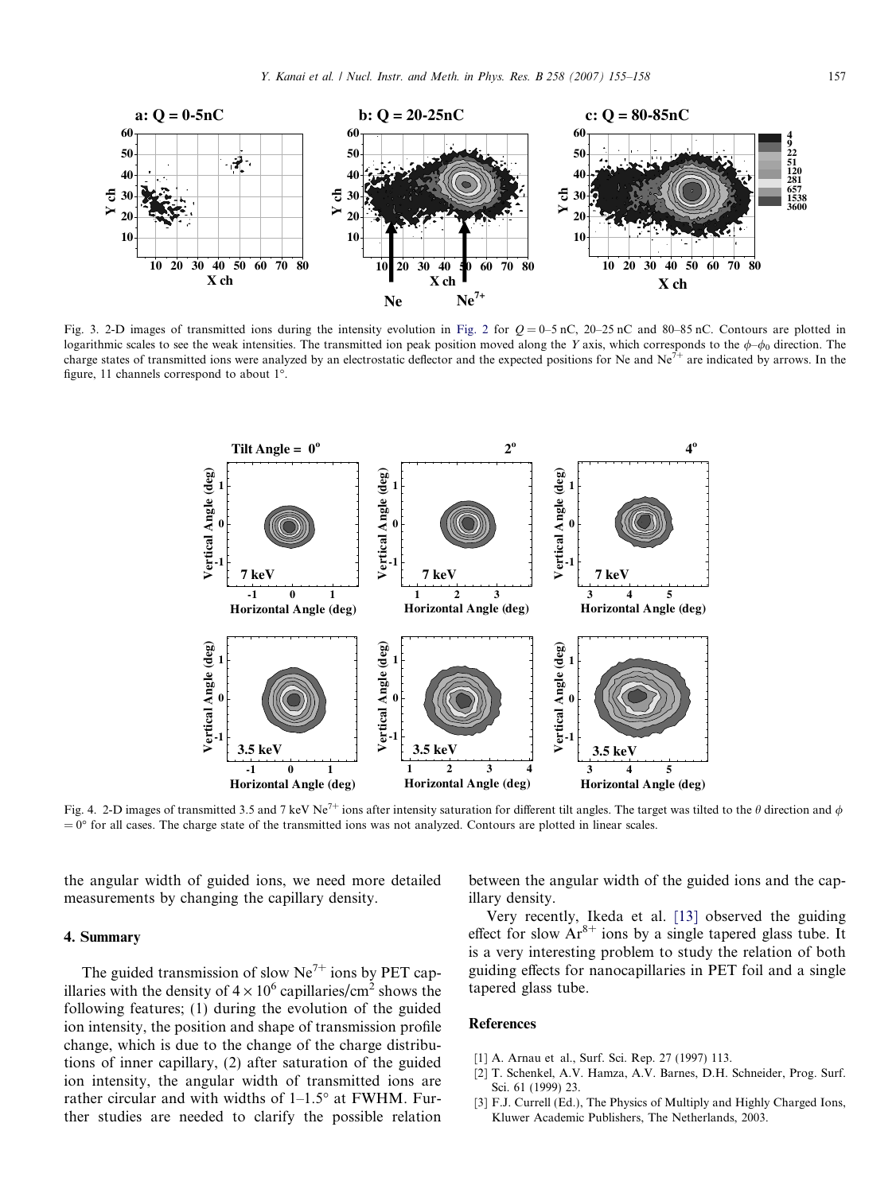Fig. 3. 2-D images of transmitted ions during the intensity evolution in Fig. 2 for $Q = 0$–5 nC, 20–25 nC and 80–85 nC. Contours are plotted in logarithmic scales to see the weak intensities. The transmitted ion peak position moved along the $Y$ axis, which corresponds to the $\phi$–$\phi_0$ direction. The charge states of transmitted ions were analyzed by an electrostatic deflector and the expected positions for Ne and $Ne^{7+}$ are indicated by arrows. In the figure, 11 channels correspond to about 1°.

Fig. 4. 2-D images of transmitted 3.5 and 7 keV $Ne^{7+}$ ions after intensity saturation for different tilt angles. The target was tilted to the $\theta$ direction and $\phi = 0°$ for all cases. The charge state of the transmitted ions was not analyzed. Contours are plotted in linear scales.

the angular width of guided ions, we need more detailed measurements by changing the capillary density.

## 4. Summary

The guided transmission of slow $Ne^{7+}$ ions by PET capillaries with the density of $4 \times 10^6$ capillaries/cm$^2$ shows the following features; (1) during the evolution of the guided ion intensity, the position and shape of transmission profile change, which is due to the change of the charge distributions of inner capillary, (2) after saturation of the guided ion intensity, the angular width of transmitted ions are rather circular and with widths of 1–1.5° at FWHM. Further studies are needed to clarify the possible relation between the angular width of the guided ions and the capillary density.

Very recently, Ikeda et al. [13] observed the guiding effect for slow $Ar^{8+}$ ions by a single tapered glass tube. It is a very interesting problem to study the relation of both guiding effects for nanocapillaries in PET foil and a single tapered glass tube.

## References

[1] A. Arnau et al., Surf. Sci. Rep. 27 (1997) 113.

[2] T. Schenkel, A.V. Hamza, A.V. Barnes, D.H. Schneider, Prog. Surf. Sci. 61 (1999) 23.

[3] F.J. Currell (Ed.), The Physics of Multiply and Highly Charged Ions, Kluwer Academic Publishers, The Netherlands, 2003.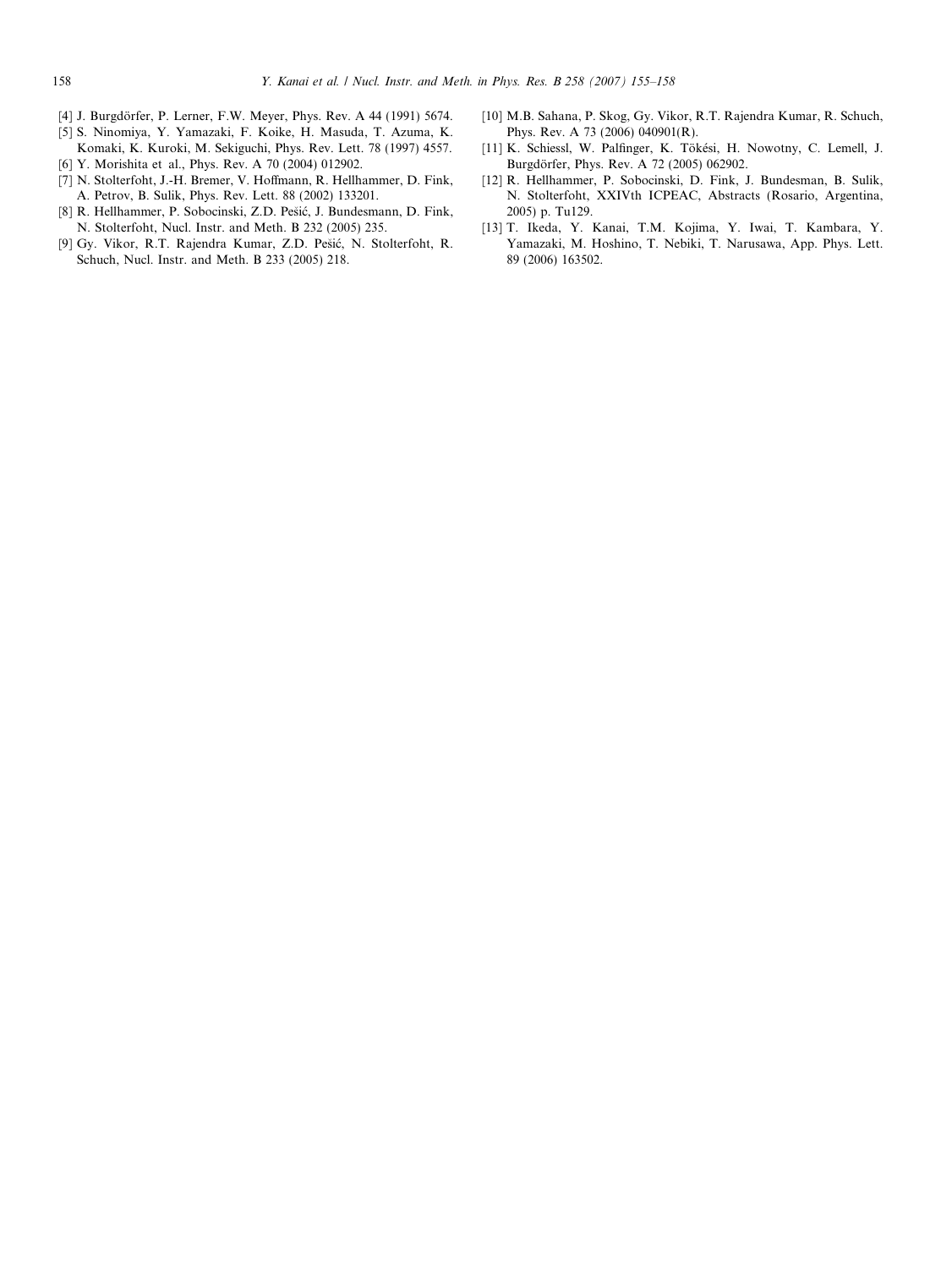[4] J. Burgdörfer, P. Lerner, F.W. Meyer, Phys. Rev. A 44 (1991) 5674.

[5] S. Ninomiya, Y. Yamazaki, F. Koike, H. Masuda, T. Azuma, K. Komaki, K. Kuroki, M. Sekiguchi, Phys. Rev. Lett. 78 (1997) 4557.

[6] Y. Morishita et al., Phys. Rev. A 70 (2004) 012902.

[7] N. Stolterfoht, J.-H. Bremer, V. Hoffmann, R. Hellhammer, D. Fink, A. Petrov, B. Sulik, Phys. Rev. Lett. 88 (2002) 133201.

[8] R. Hellhammer, P. Sobocinski, Z.D. Pešić, J. Bundesmann, D. Fink, N. Stolterfoht, Nucl. Instr. and Meth. B 232 (2005) 235.

[9] Gy. Víkor, R.T. Rajendra Kumar, Z.D. Pešić, N. Stolterfoht, R. Schuch, Nucl. Instr. and Meth. B 233 (2005) 218.

[10] M.B. Sahana, P. Skog, Gy. Víkor, R.T. Rajendra Kumar, R. Schuch, Phys. Rev. A 73 (2006) 040901(R).

[11] K. Schiessl, W. Palfinger, K. Tőkési, H. Nowotny, C. Lemell, J. Burgdörfer, Phys. Rev. A 72 (2005) 062902.

[12] R. Hellhammer, P. Sobocinski, D. Fink, J. Bundesman, B. Sulik, N. Stolterfoht, XXIVth ICPEAC, Abstracts (Rosario, Argentina, 2005) p. Tu129.

[13] T. Ikeda, Y. Kanai, T.M. Kojima, Y. Iwai, T. Kambara, Y. Yamazaki, M. Hoshino, T. Nebiki, T. Narusawa, App. Phys. Lett. 89 (2006) 163502.